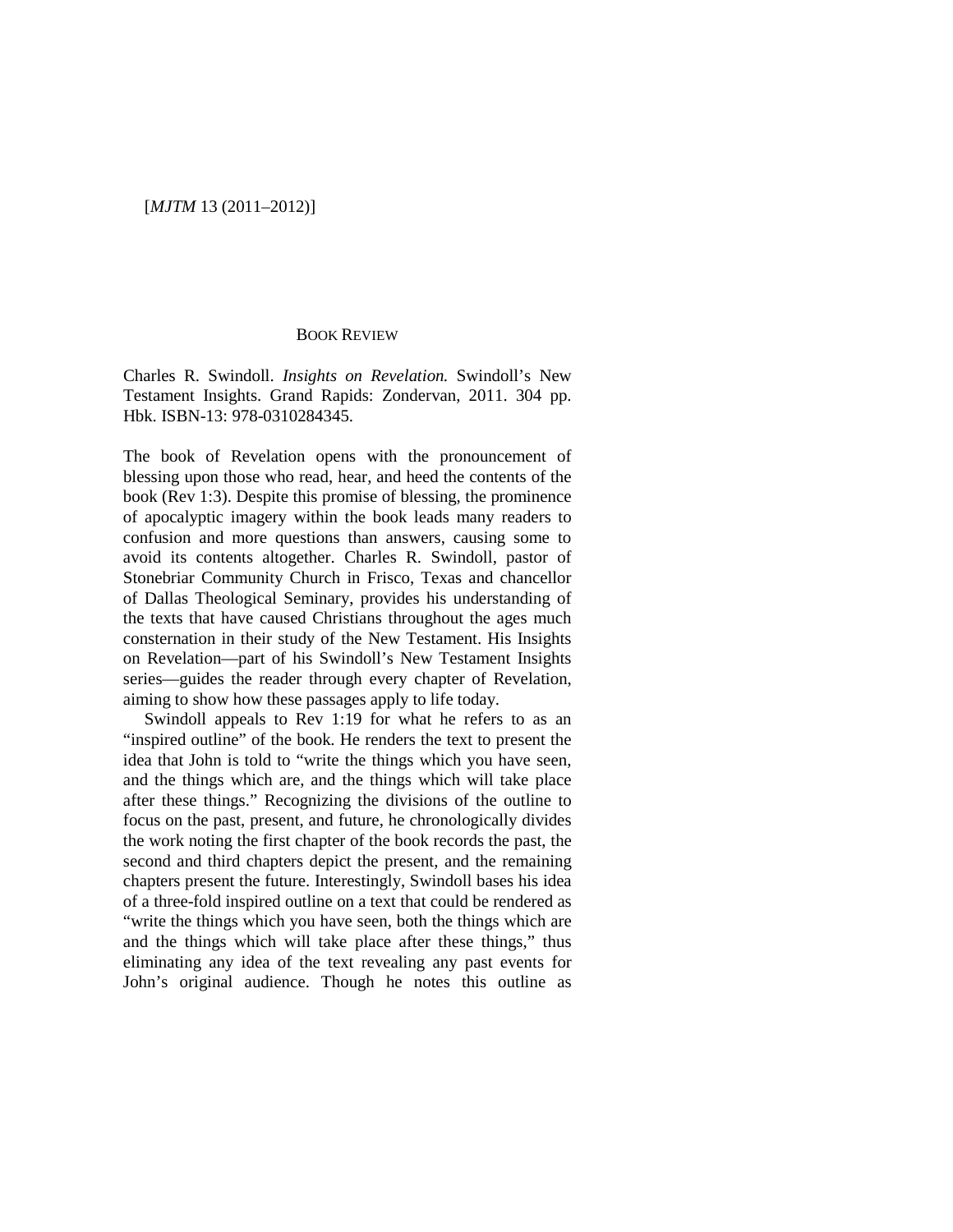BOOK REVIEW

Charles R. Swindoll. *Insights on Revelation.* Swindoll's New Testament Insights. Grand Rapids: Zondervan, 2011. 304 pp. Hbk. ISBN-13: 978-0310284345.

The book of Revelation opens with the pronouncement of blessing upon those who read, hear, and heed the contents of the book (Rev 1:3). Despite this promise of blessing, the prominence of apocalyptic imagery within the book leads many readers to confusion and more questions than answers, causing some to avoid its contents altogether. Charles R. Swindoll, pastor of Stonebriar Community Church in Frisco, Texas and chancellor of Dallas Theological Seminary, provides his understanding of the texts that have caused Christians throughout the ages much consternation in their study of the New Testament. His Insights on Revelation—part of his Swindoll's New Testament Insights series—guides the reader through every chapter of Revelation, aiming to show how these passages apply to life today.

Swindoll appeals to Rev 1:19 for what he refers to as an "inspired outline" of the book. He renders the text to present the idea that John is told to "write the things which you have seen, and the things which are, and the things which will take place after these things." Recognizing the divisions of the outline to focus on the past, present, and future, he chronologically divides the work noting the first chapter of the book records the past, the second and third chapters depict the present, and the remaining chapters present the future. Interestingly, Swindoll bases his idea of a three-fold inspired outline on a text that could be rendered as "write the things which you have seen, both the things which are and the things which will take place after these things," thus eliminating any idea of the text revealing any past events for John's original audience. Though he notes this outline as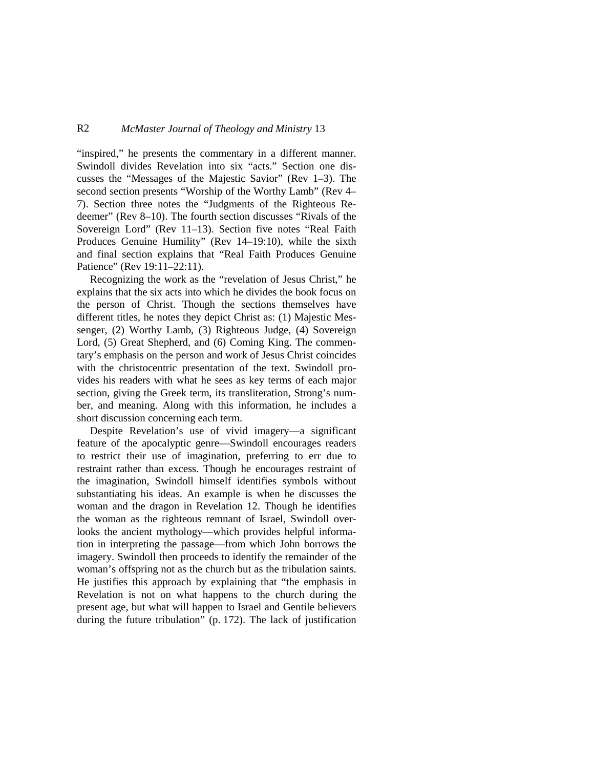"inspired," he presents the commentary in a different manner. Swindoll divides Revelation into six "acts." Section one discusses the "Messages of the Majestic Savior" (Rev 1–3). The second section presents "Worship of the Worthy Lamb" (Rev 4–7). Section three notes the "Judgments of the Righteous Redeemer" (Rev 8–10). The fourth section discusses "Rivals of the Sovereign Lord" (Rev 11–13). Section five notes "Real Faith Produces Genuine Humility" (Rev 14–19:10), while the sixth and final section explains that "Real Faith Produces Genuine Patience" (Rev 19:11–22:11).

Recognizing the work as the "revelation of Jesus Christ," he explains that the six acts into which he divides the book focus on the person of Christ. Though the sections themselves have different titles, he notes they depict Christ as: (1) Majestic Messenger, (2) Worthy Lamb, (3) Righteous Judge, (4) Sovereign Lord, (5) Great Shepherd, and (6) Coming King. The commentary's emphasis on the person and work of Jesus Christ coincides with the christocentric presentation of the text. Swindoll provides his readers with what he sees as key terms of each major section, giving the Greek term, its transliteration, Strong's number, and meaning. Along with this information, he includes a short discussion concerning each term.

Despite Revelation's use of vivid imagery—a significant feature of the apocalyptic genre—Swindoll encourages readers to restrict their use of imagination, preferring to err due to restraint rather than excess. Though he encourages restraint of the imagination, Swindoll himself identifies symbols without substantiating his ideas. An example is when he discusses the woman and the dragon in Revelation 12. Though he identifies the woman as the righteous remnant of Israel, Swindoll overlooks the ancient mythology—which provides helpful information in interpreting the passage—from which John borrows the imagery. Swindoll then proceeds to identify the remainder of the woman's offspring not as the church but as the tribulation saints. He justifies this approach by explaining that "the emphasis in Revelation is not on what happens to the church during the present age, but what will happen to Israel and Gentile believers during the future tribulation" (p. 172). The lack of justification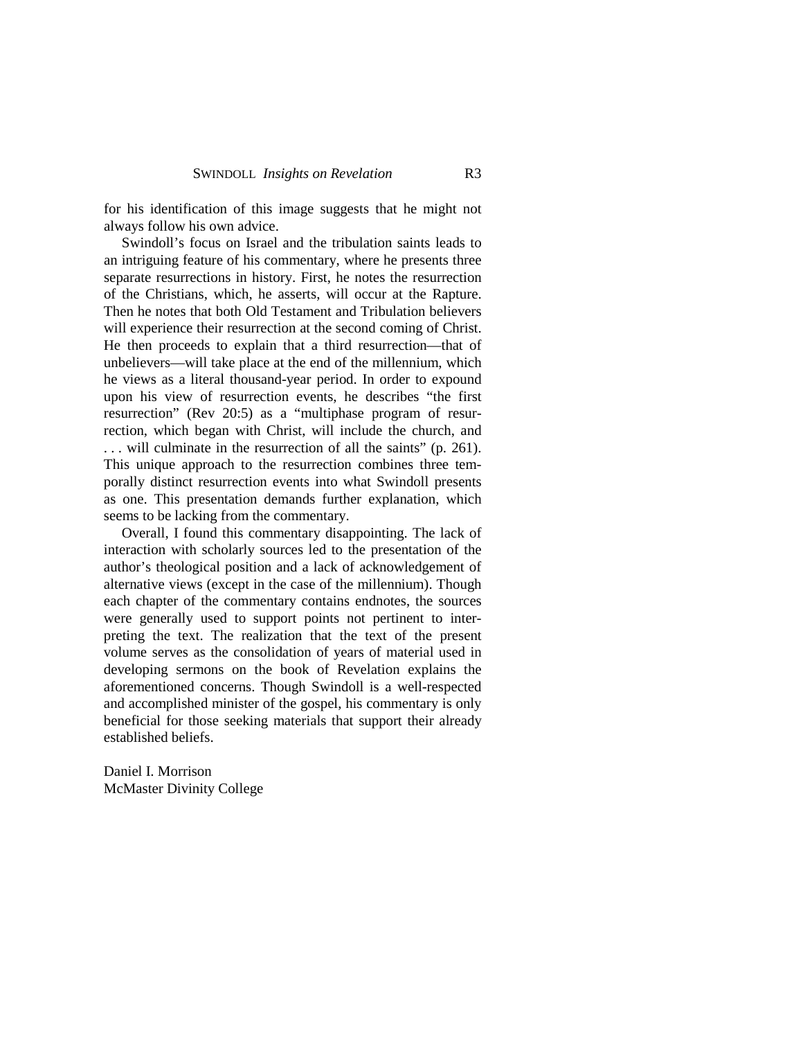for his identification of this image suggests that he might not always follow his own advice.

Swindoll's focus on Israel and the tribulation saints leads to an intriguing feature of his commentary, where he presents three separate resurrections in history. First, he notes the resurrection of the Christians, which, he asserts, will occur at the Rapture. Then he notes that both Old Testament and Tribulation believers will experience their resurrection at the second coming of Christ. He then proceeds to explain that a third resurrection—that of unbelievers—will take place at the end of the millennium, which he views as a literal thousand-year period. In order to expound upon his view of resurrection events, he describes "the first resurrection" (Rev 20:5) as a "multiphase program of resurrection, which began with Christ, will include the church, and . . . will culminate in the resurrection of all the saints" (p. 261). This unique approach to the resurrection combines three temporally distinct resurrection events into what Swindoll presents as one. This presentation demands further explanation, which seems to be lacking from the commentary.

Overall, I found this commentary disappointing. The lack of interaction with scholarly sources led to the presentation of the author's theological position and a lack of acknowledgement of alternative views (except in the case of the millennium). Though each chapter of the commentary contains endnotes, the sources were generally used to support points not pertinent to interpreting the text. The realization that the text of the present volume serves as the consolidation of years of material used in developing sermons on the book of Revelation explains the aforementioned concerns. Though Swindoll is a well-respected and accomplished minister of the gospel, his commentary is only beneficial for those seeking materials that support their already established beliefs.

Daniel I. Morrison
McMaster Divinity College